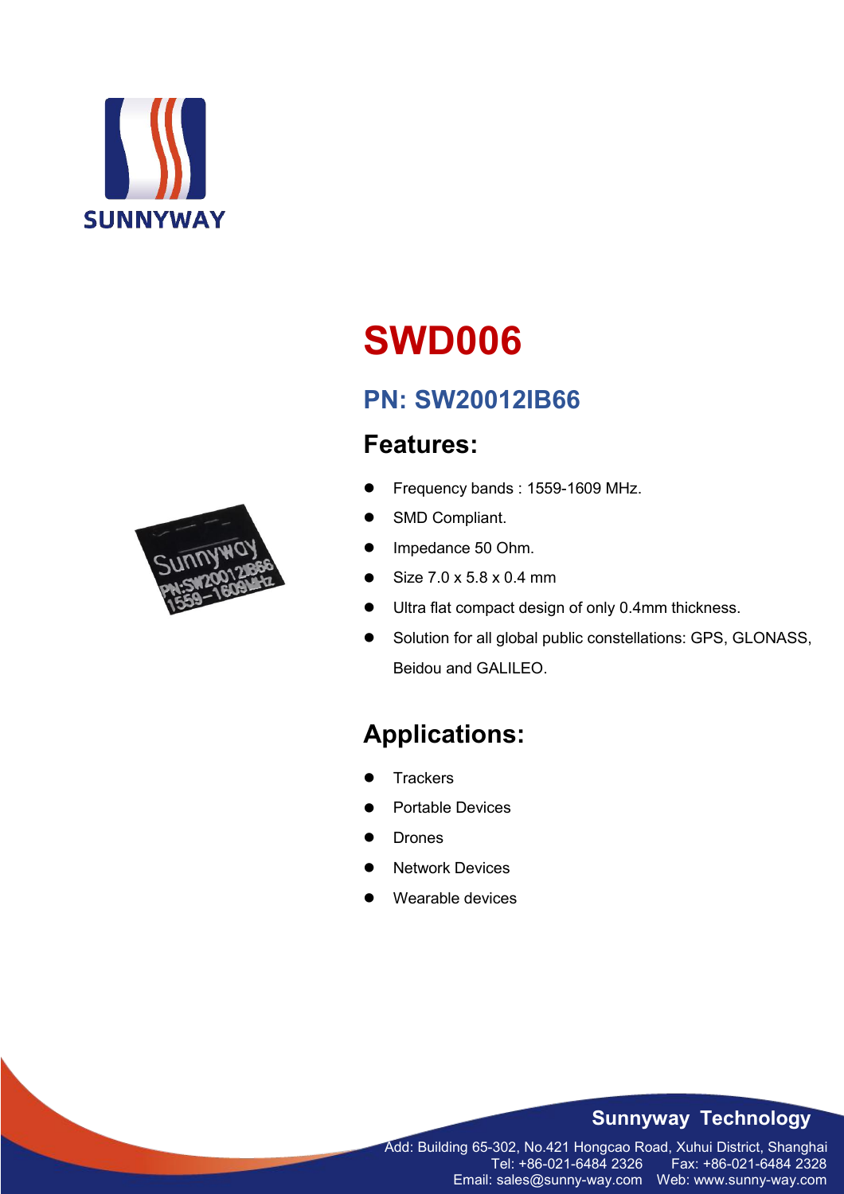SUNNYWAY

# SWD006

## PN: SW20012IB66

## Features:

- Frequency bands : 1559-1609 MHz.
- SMD Compliant.
- Impedance 50 Ohm.
- Size 7.0 x 5.8 x 0.4 mm
- Ultra flat compact design of only 0.4mm thickness.
- Solution for all global public constellations: GPS, GLONASS, Beidou and GALILEO.

## Applications:

- Trackers
- Portable Devices
- Drones
- Network Devices
- Wearable devices

**Sunnyway Technology**

Add: Building 65-302, No.421 Hongcao Road, Xuhui District, Shanghai
Tel: +86-021-6484 2326 Fax: +86-021-6484 2328
Email: sales@sunny-way.com Web: www.sunny-way.com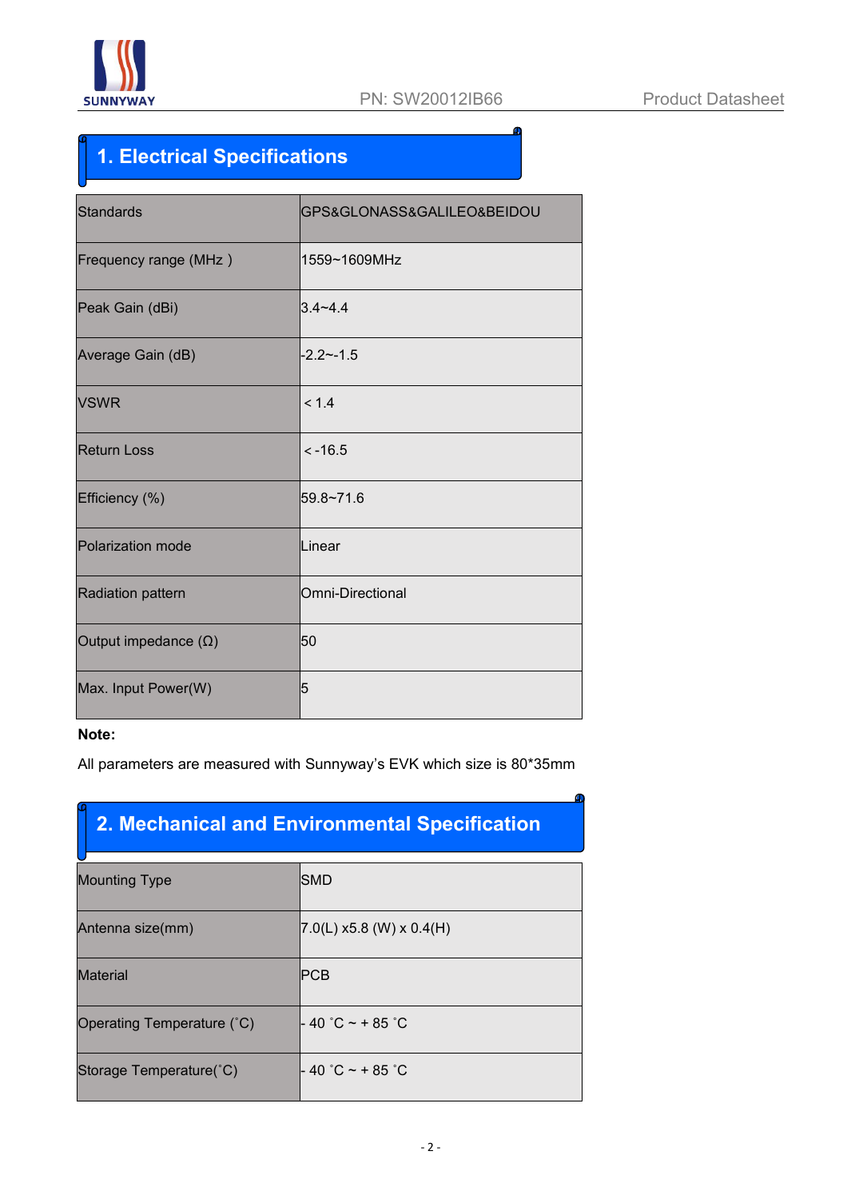## 1. Electrical Specifications

| Standards | GPS&GLONASS&GALILEO&BEIDOU |
|---|---|
| Frequency range (MHz ) | 1559~1609MHz |
| Peak Gain (dBi) | 3.4~4.4 |
| Average Gain (dB) | -2.2~-1.5 |
| VSWR | < 1.4 |
| Return Loss | < -16.5 |
| Efficiency (%) | 59.8~71.6 |
| Polarization mode | Linear |
| Radiation pattern | Omni-Directional |
| Output impedance (Ω) | 50 |
| Max. Input Power(W) | 5 |

**Note:**

All parameters are measured with Sunnyway's EVK which size is 80*35mm

## 2. Mechanical and Environmental Specification

| Mounting Type | SMD |
|---|---|
| Antenna size(mm) | 7.0(L) x5.8 (W) x 0.4(H) |
| Material | PCB |
| Operating Temperature (˚C) | - 40 ˚C ~ + 85 ˚C |
| Storage Temperature(˚C) | - 40 ˚C ~ + 85 ˚C |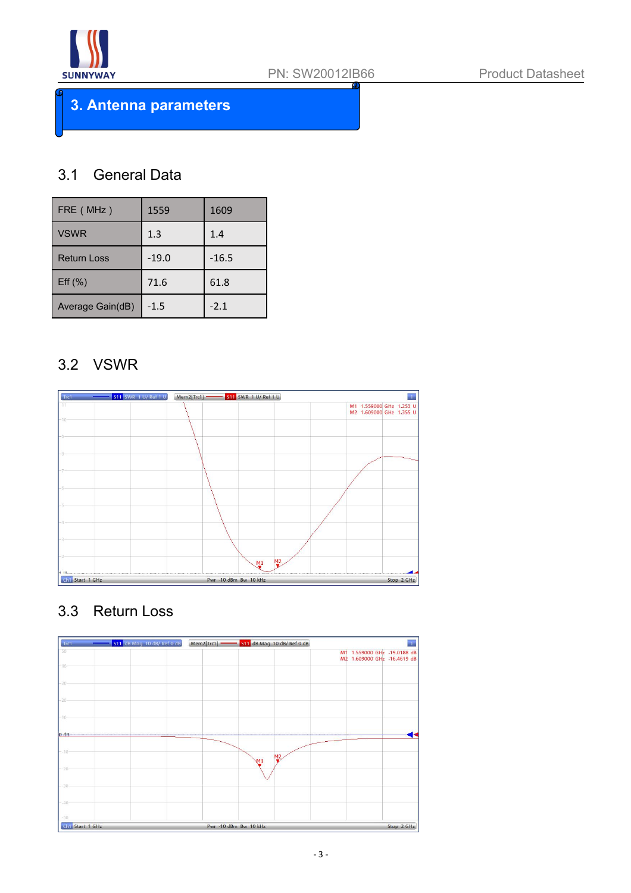# 3. Antenna parameters

## 3.1 General Data

| FRE ( MHz ) | 1559 | 1609 |
|---|---|---|
| VSWR | 1.3 | 1.4 |
| Return Loss | -19.0 | -16.5 |
| Eff (%) | 71.6 | 61.8 |
| Average Gain(dB) | -1.5 | -2.1 |

## 3.2 VSWR

## 3.3 Return Loss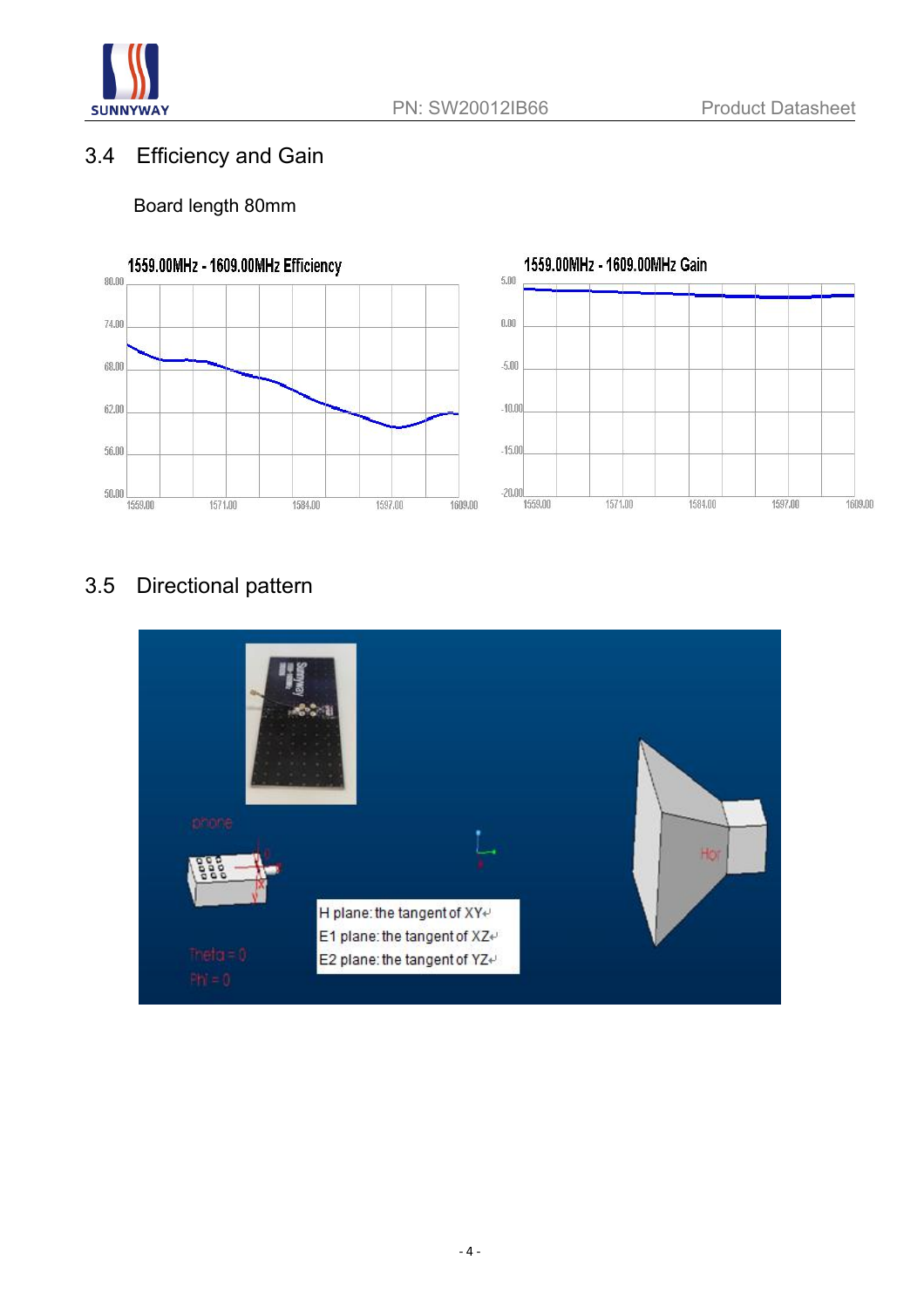## 3.4 Efficiency and Gain

Board length 80mm

1559.00MHz - 1609.00MHz Efficiency

1559.00MHz - 1609.00MHz Gain

## 3.5 Directional pattern

H plane: the tangent of XY

E1 plane: the tangent of XZ

E2 plane: the tangent of YZ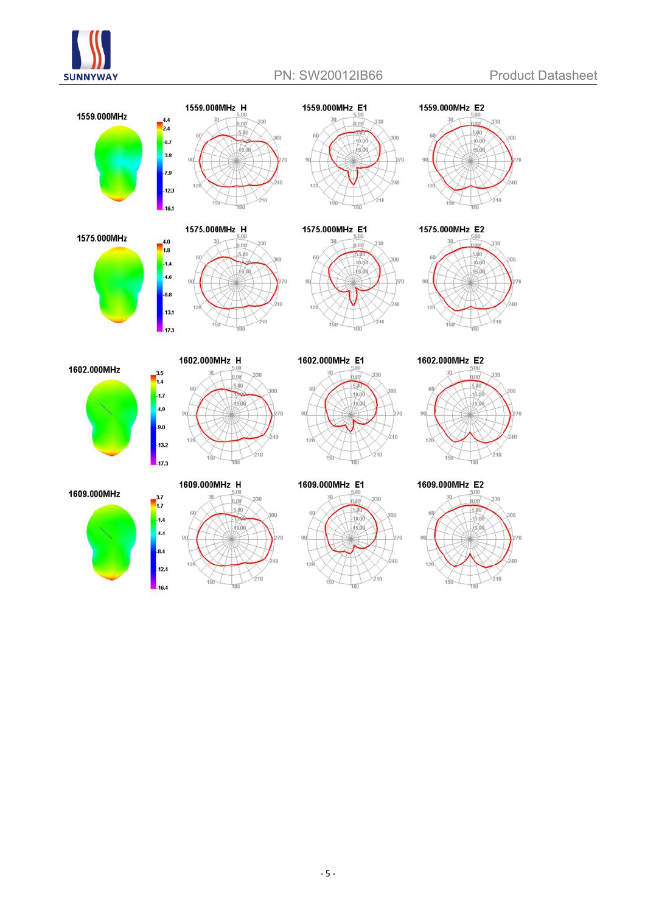1559.000MHz

1559.000MHz H

1559.000MHz E1

1559.000MHz E2

1575.000MHz

1575.000MHz H

1575.000MHz E1

1575.000MHz E2

1602.000MHz

1602.000MHz H

1602.000MHz E1

1602.000MHz E2

1609.000MHz

1609.000MHz H

1609.000MHz E1

1609.000MHz E2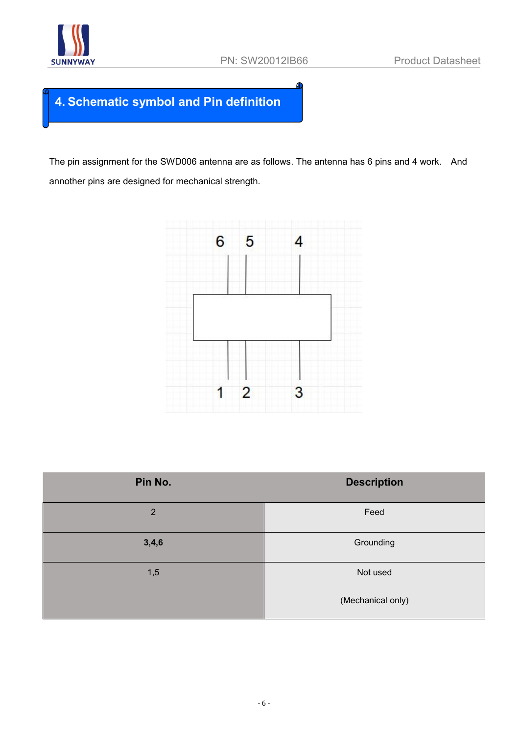## 4. Schematic symbol and Pin definition

The pin assignment for the SWD006 antenna are as follows. The antenna has 6 pins and 4 work. And annother pins are designed for mechanical strength.

| Pin No. | Description |
|---|---|
| 2 | Feed |
| **3,4,6** | Grounding |
| 1,5 | Not used<br><br>(Mechanical only) |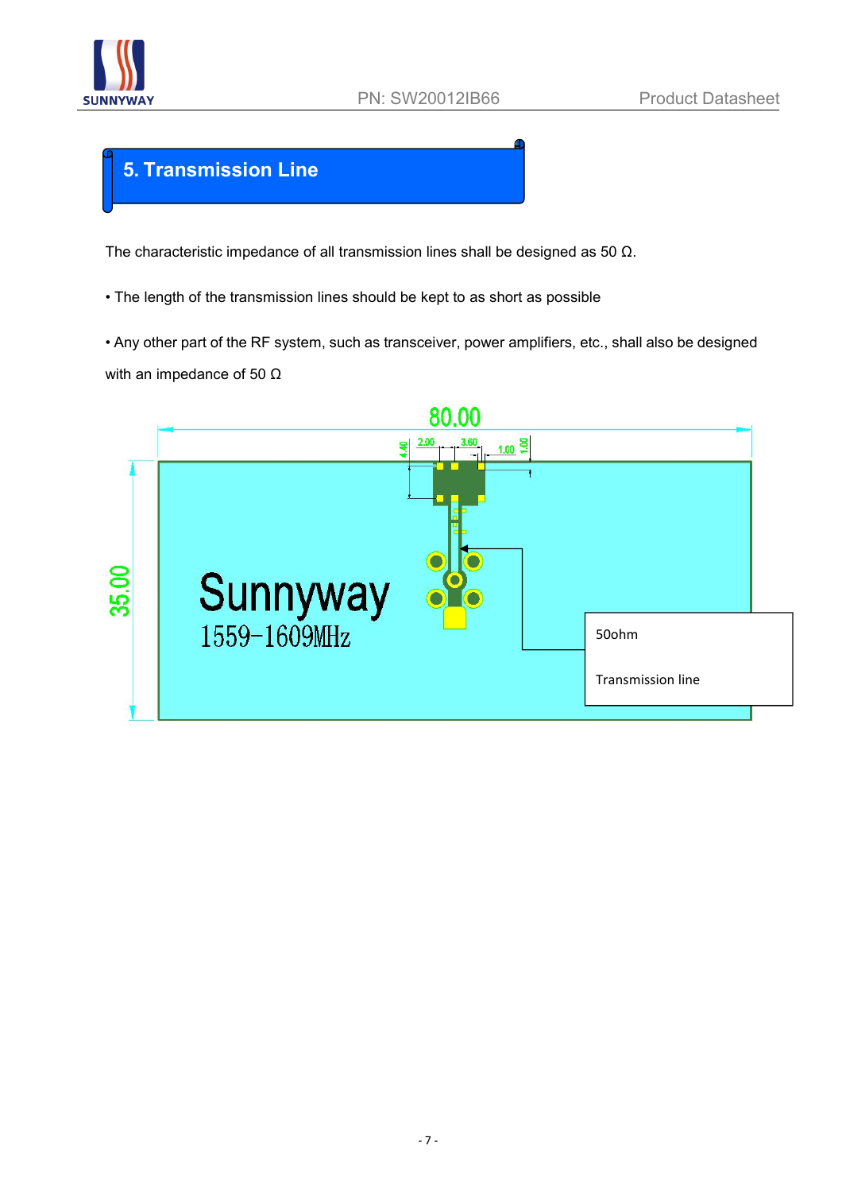## 5. Transmission Line

The characteristic impedance of all transmission lines shall be designed as 50 Ω.

• The length of the transmission lines should be kept to as short as possible

• Any other part of the RF system, such as transceiver, power amplifiers, etc., shall also be designed with an impedance of 50 Ω

80.00

2.00 3.60 1.00 4.40 1.00

35.00

Sunnyway
1559-1609MHz

50ohm

Transmission line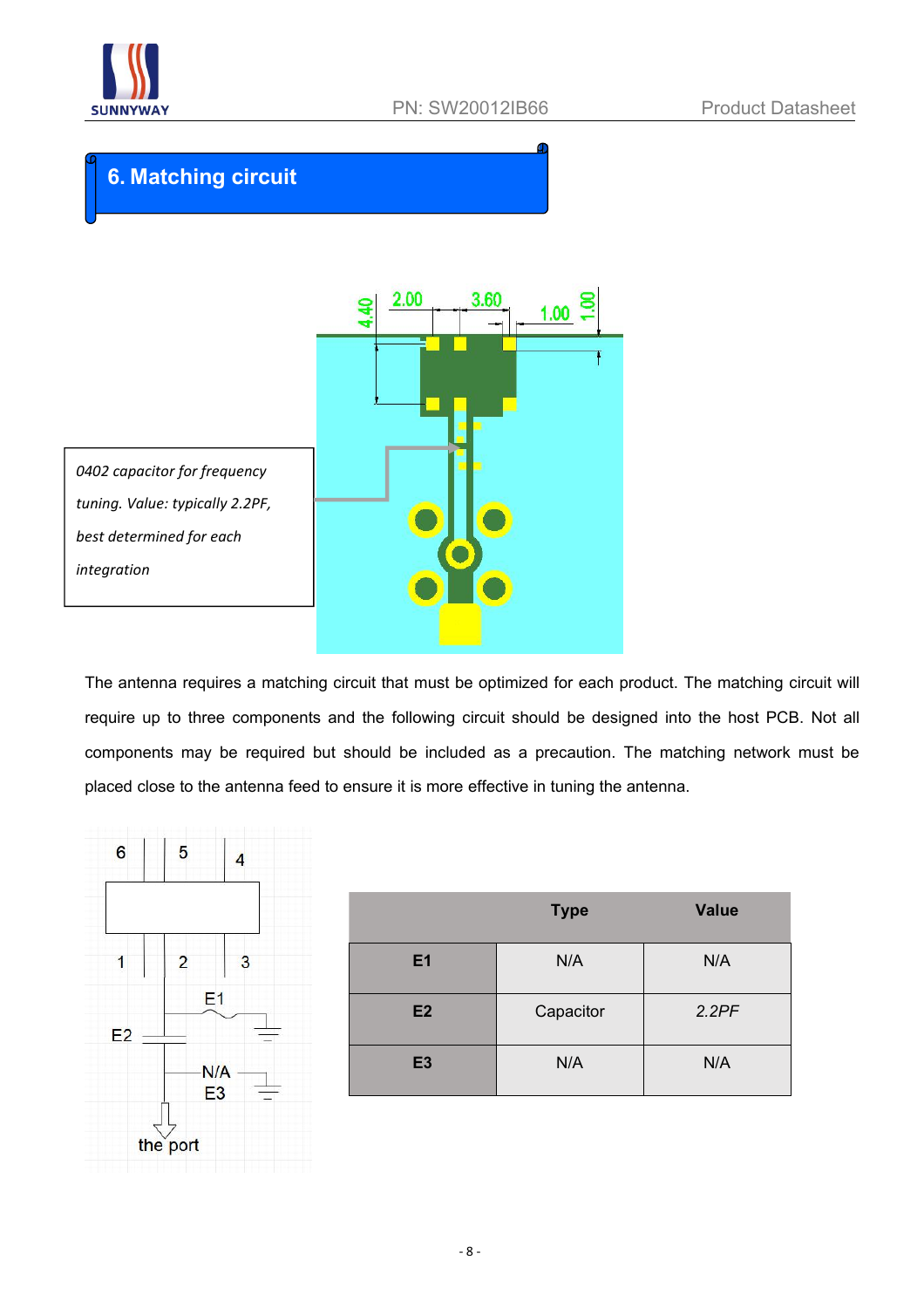## 6. Matching circuit

2.00 3.60 1.00 4.40 1.00

*0402 capacitor for frequency tuning. Value: typically 2.2PF, best determined for each integration*

The antenna requires a matching circuit that must be optimized for each product. The matching circuit will require up to three components and the following circuit should be designed into the host PCB. Not all components may be required but should be included as a precaution. The matching network must be placed close to the antenna feed to ensure it is more effective in tuning the antenna.

6 5 4

1 2 3

E1

E2

N/A
E3

the port

| | Type | Value |
|---|---|---|
| **E1** | N/A | N/A |
| **E2** | Capacitor | *2.2PF* |
| **E3** | N/A | N/A |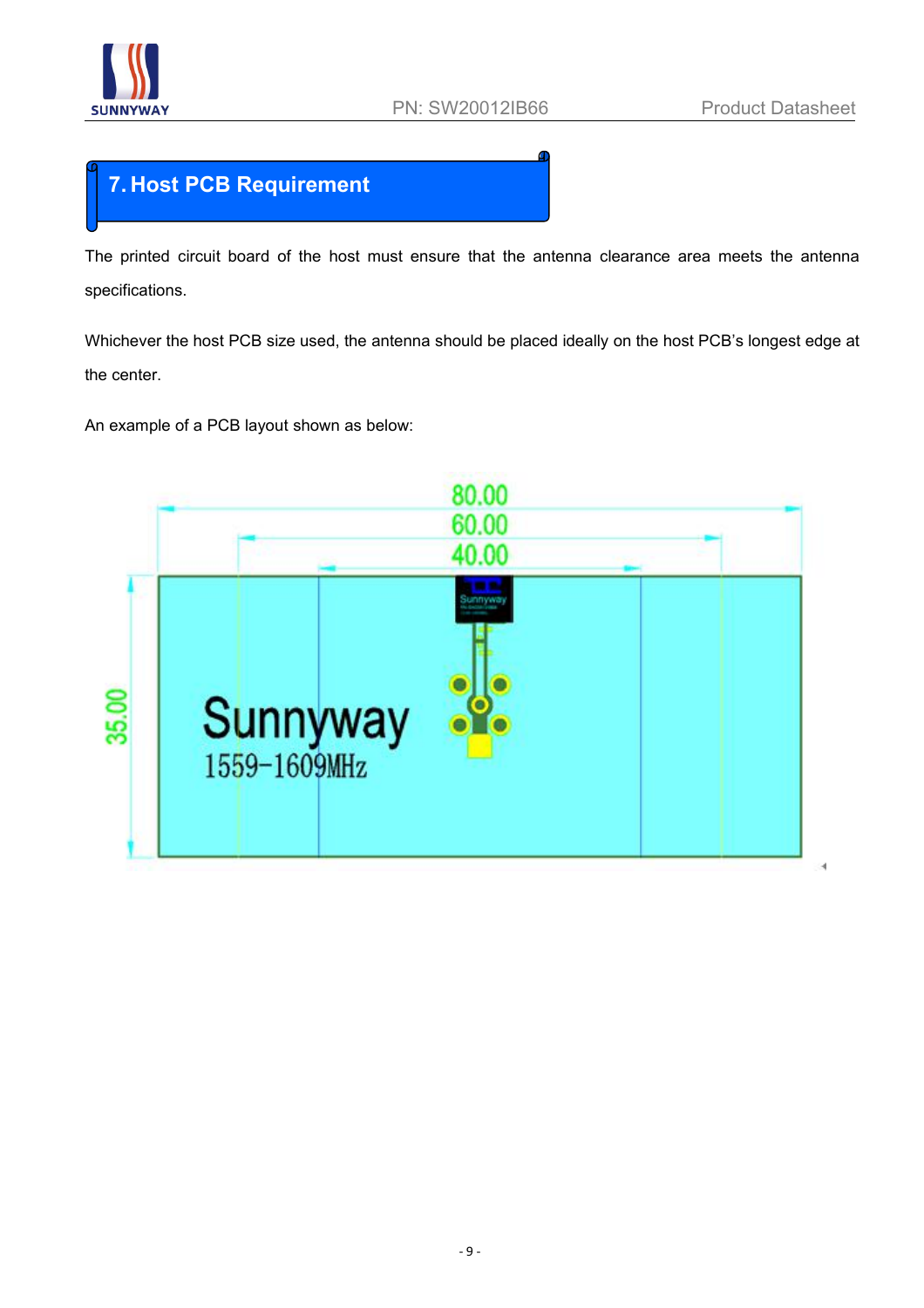# 7. Host PCB Requirement

The printed circuit board of the host must ensure that the antenna clearance area meets the antenna specifications.

Whichever the host PCB size used, the antenna should be placed ideally on the host PCB's longest edge at the center.

An example of a PCB layout shown as below: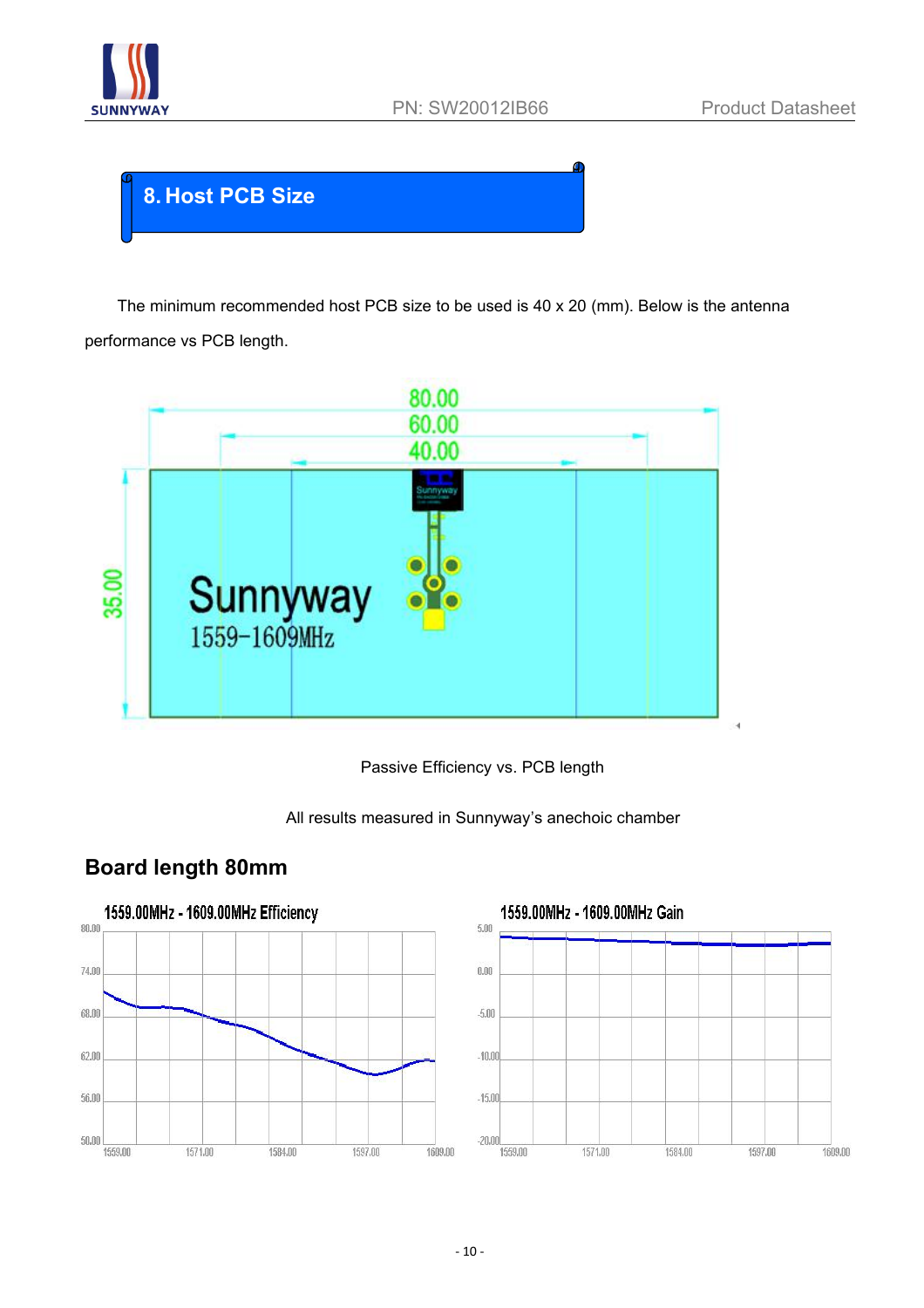## 8. Host PCB Size

The minimum recommended host PCB size to be used is 40 x 20 (mm). Below is the antenna performance vs PCB length.

Passive Efficiency vs. PCB length

All results measured in Sunnyway's anechoic chamber

## Board length 80mm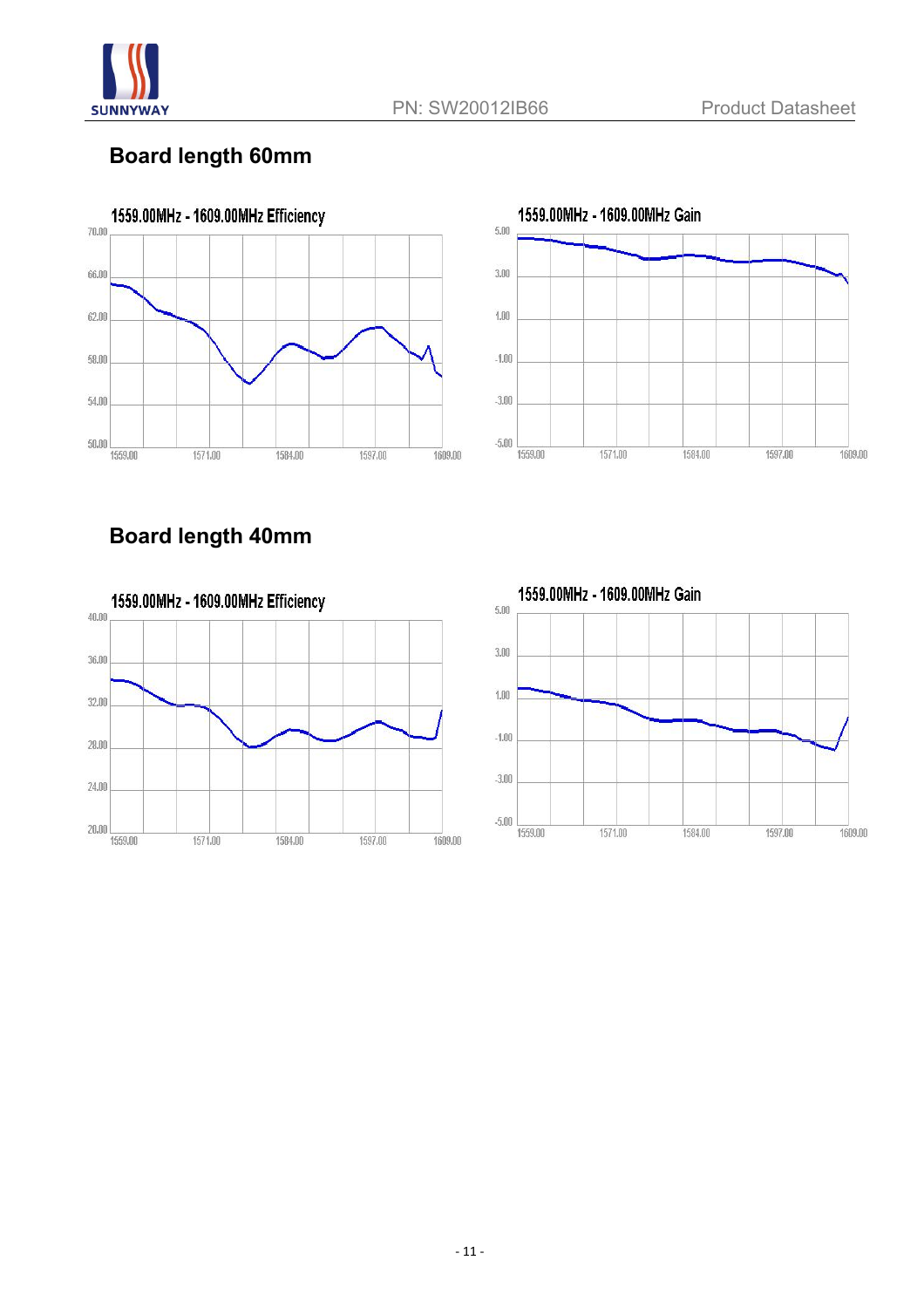## Board length 60mm

1559.00MHz - 1609.00MHz Efficiency

1559.00MHz - 1609.00MHz Gain

## Board length 40mm

1559.00MHz - 1609.00MHz Efficiency

1559.00MHz - 1609.00MHz Gain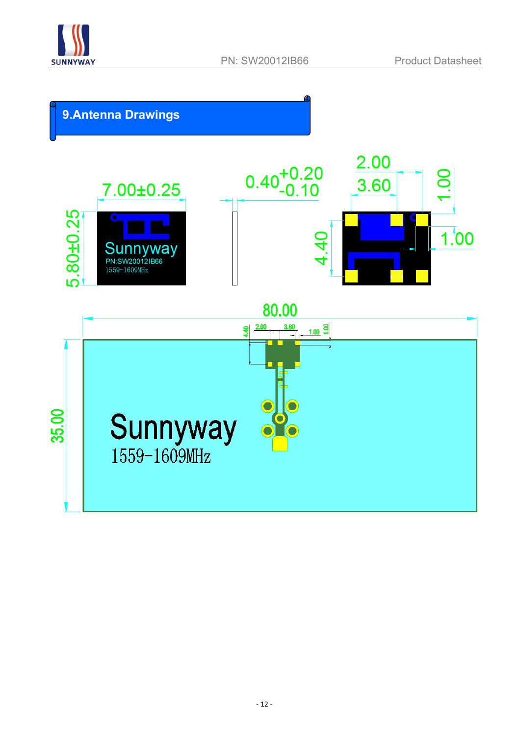## 9.Antenna Drawings

7.00±0.25

5.80±0.25

Sunnyway
PN:SW20012IB66
1559-1609MHz

$0.40^{+0.20}_{-0.10}$

2.00

3.60

1.00

4.40

1.00

80.00

35.00

4.40 2.00 3.60 1.00 1.00

Sunnyway
1559-1609MHz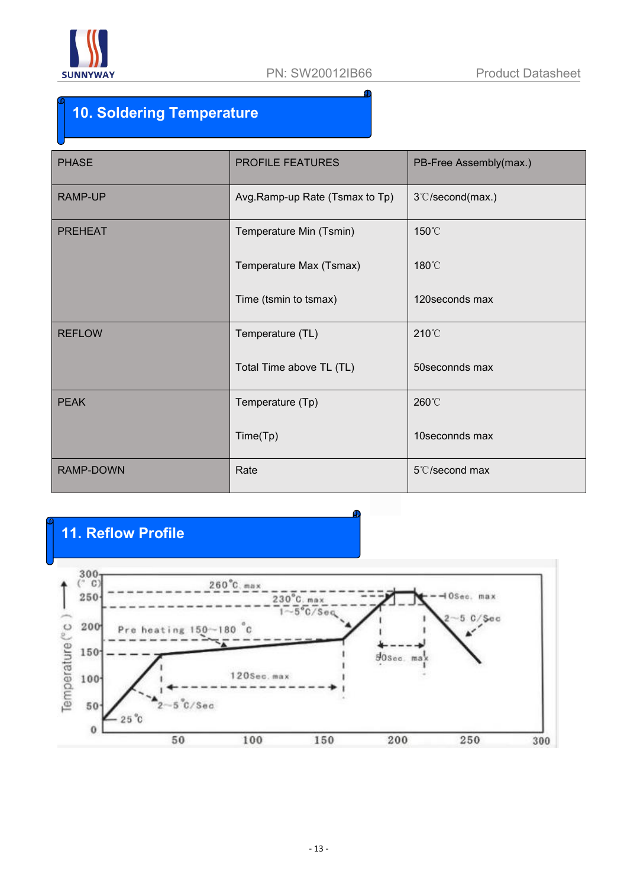## 10. Soldering Temperature

| PHASE | PROFILE FEATURES | PB-Free Assembly(max.) |
|---|---|---|
| RAMP-UP | Avg.Ramp-up Rate (Tsmax to Tp) | 3℃/second(max.) |
| PREHEAT | Temperature Min (Tsmin)<br><br>Temperature Max (Tsmax)<br><br>Time (tsmin to tsmax) | 150℃<br><br>180℃<br><br>120seconds max |
| REFLOW | Temperature (TL)<br><br>Total Time above TL (TL) | 210℃<br><br>50secondns max |
| PEAK | Temperature (Tp)<br><br>Time(Tp) | 260℃<br><br>10secondns max |
| RAMP-DOWN | Rate | 5℃/second max |

## 11. Reflow Profile

Temperature(°c)

300 (°C)

250

200

150

100

50

0

50 100 150 200 250 300

260°C max

230°C max

1~5°C/Sec

Pre heating 150~180 °C

120Sec. max

2~5 °C/Sec

25 °C

10Sec. max

2~5 C/Sec

50Sec. max